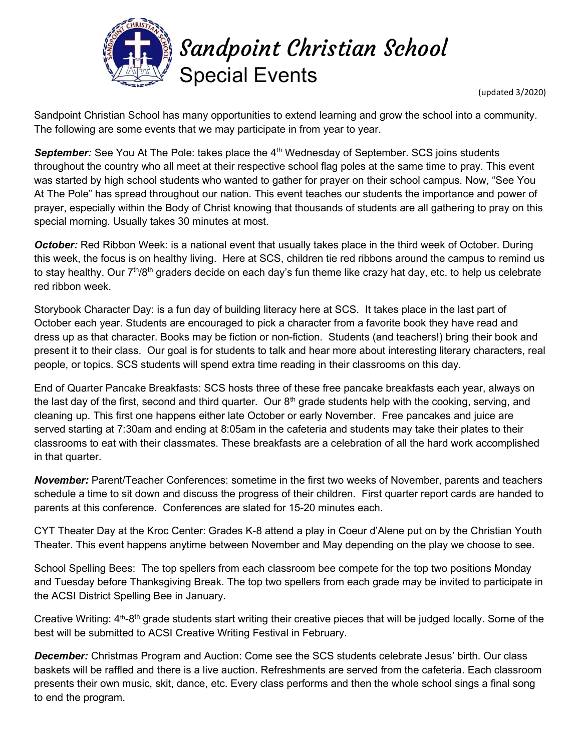# Sandpoint Christian School

## Special Events

(updated 3/2020)

Sandpoint Christian School has many opportunities to extend learning and grow the school into a community. The following are some events that we may participate in from year to year.

***September:*** See You At The Pole: takes place the 4th Wednesday of September. SCS joins students throughout the country who all meet at their respective school flag poles at the same time to pray. This event was started by high school students who wanted to gather for prayer on their school campus. Now, "See You At The Pole" has spread throughout our nation. This event teaches our students the importance and power of prayer, especially within the Body of Christ knowing that thousands of students are all gathering to pray on this special morning. Usually takes 30 minutes at most.

***October:*** Red Ribbon Week: is a national event that usually takes place in the third week of October. During this week, the focus is on healthy living. Here at SCS, children tie red ribbons around the campus to remind us to stay healthy. Our 7th/8th graders decide on each day's fun theme like crazy hat day, etc. to help us celebrate red ribbon week.

Storybook Character Day: is a fun day of building literacy here at SCS. It takes place in the last part of October each year. Students are encouraged to pick a character from a favorite book they have read and dress up as that character. Books may be fiction or non-fiction. Students (and teachers!) bring their book and present it to their class. Our goal is for students to talk and hear more about interesting literary characters, real people, or topics. SCS students will spend extra time reading in their classrooms on this day.

End of Quarter Pancake Breakfasts: SCS hosts three of these free pancake breakfasts each year, always on the last day of the first, second and third quarter. Our 8th grade students help with the cooking, serving, and cleaning up. This first one happens either late October or early November. Free pancakes and juice are served starting at 7:30am and ending at 8:05am in the cafeteria and students may take their plates to their classrooms to eat with their classmates. These breakfasts are a celebration of all the hard work accomplished in that quarter.

***November:*** Parent/Teacher Conferences: sometime in the first two weeks of November, parents and teachers schedule a time to sit down and discuss the progress of their children. First quarter report cards are handed to parents at this conference. Conferences are slated for 15-20 minutes each.

CYT Theater Day at the Kroc Center: Grades K-8 attend a play in Coeur d'Alene put on by the Christian Youth Theater. This event happens anytime between November and May depending on the play we choose to see.

School Spelling Bees: The top spellers from each classroom bee compete for the top two positions Monday and Tuesday before Thanksgiving Break. The top two spellers from each grade may be invited to participate in the ACSI District Spelling Bee in January.

Creative Writing: 4th-8th grade students start writing their creative pieces that will be judged locally. Some of the best will be submitted to ACSI Creative Writing Festival in February.

***December:*** Christmas Program and Auction: Come see the SCS students celebrate Jesus' birth. Our class baskets will be raffled and there is a live auction. Refreshments are served from the cafeteria. Each classroom presents their own music, skit, dance, etc. Every class performs and then the whole school sings a final song to end the program.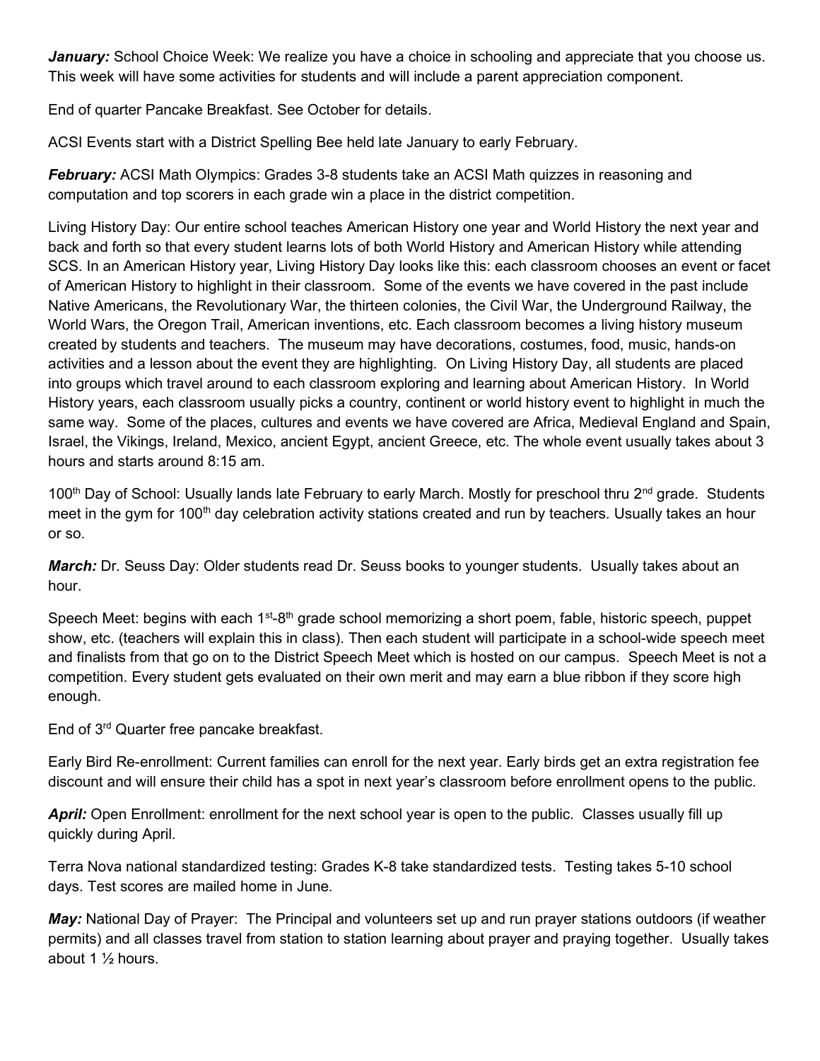***January:*** School Choice Week: We realize you have a choice in schooling and appreciate that you choose us. This week will have some activities for students and will include a parent appreciation component.

End of quarter Pancake Breakfast. See October for details.

ACSI Events start with a District Spelling Bee held late January to early February.

***February:*** ACSI Math Olympics: Grades 3-8 students take an ACSI Math quizzes in reasoning and computation and top scorers in each grade win a place in the district competition.

Living History Day: Our entire school teaches American History one year and World History the next year and back and forth so that every student learns lots of both World History and American History while attending SCS. In an American History year, Living History Day looks like this: each classroom chooses an event or facet of American History to highlight in their classroom. Some of the events we have covered in the past include Native Americans, the Revolutionary War, the thirteen colonies, the Civil War, the Underground Railway, the World Wars, the Oregon Trail, American inventions, etc. Each classroom becomes a living history museum created by students and teachers. The museum may have decorations, costumes, food, music, hands-on activities and a lesson about the event they are highlighting. On Living History Day, all students are placed into groups which travel around to each classroom exploring and learning about American History. In World History years, each classroom usually picks a country, continent or world history event to highlight in much the same way. Some of the places, cultures and events we have covered are Africa, Medieval England and Spain, Israel, the Vikings, Ireland, Mexico, ancient Egypt, ancient Greece, etc. The whole event usually takes about 3 hours and starts around 8:15 am.

100th Day of School: Usually lands late February to early March. Mostly for preschool thru 2nd grade. Students meet in the gym for 100th day celebration activity stations created and run by teachers. Usually takes an hour or so.

***March:*** Dr. Seuss Day: Older students read Dr. Seuss books to younger students. Usually takes about an hour.

Speech Meet: begins with each 1st-8th grade school memorizing a short poem, fable, historic speech, puppet show, etc. (teachers will explain this in class). Then each student will participate in a school-wide speech meet and finalists from that go on to the District Speech Meet which is hosted on our campus. Speech Meet is not a competition. Every student gets evaluated on their own merit and may earn a blue ribbon if they score high enough.

End of 3rd Quarter free pancake breakfast.

Early Bird Re-enrollment: Current families can enroll for the next year. Early birds get an extra registration fee discount and will ensure their child has a spot in next year's classroom before enrollment opens to the public.

***April:*** Open Enrollment: enrollment for the next school year is open to the public. Classes usually fill up quickly during April.

Terra Nova national standardized testing: Grades K-8 take standardized tests. Testing takes 5-10 school days. Test scores are mailed home in June.

***May:*** National Day of Prayer: The Principal and volunteers set up and run prayer stations outdoors (if weather permits) and all classes travel from station to station learning about prayer and praying together. Usually takes about 1 ½ hours.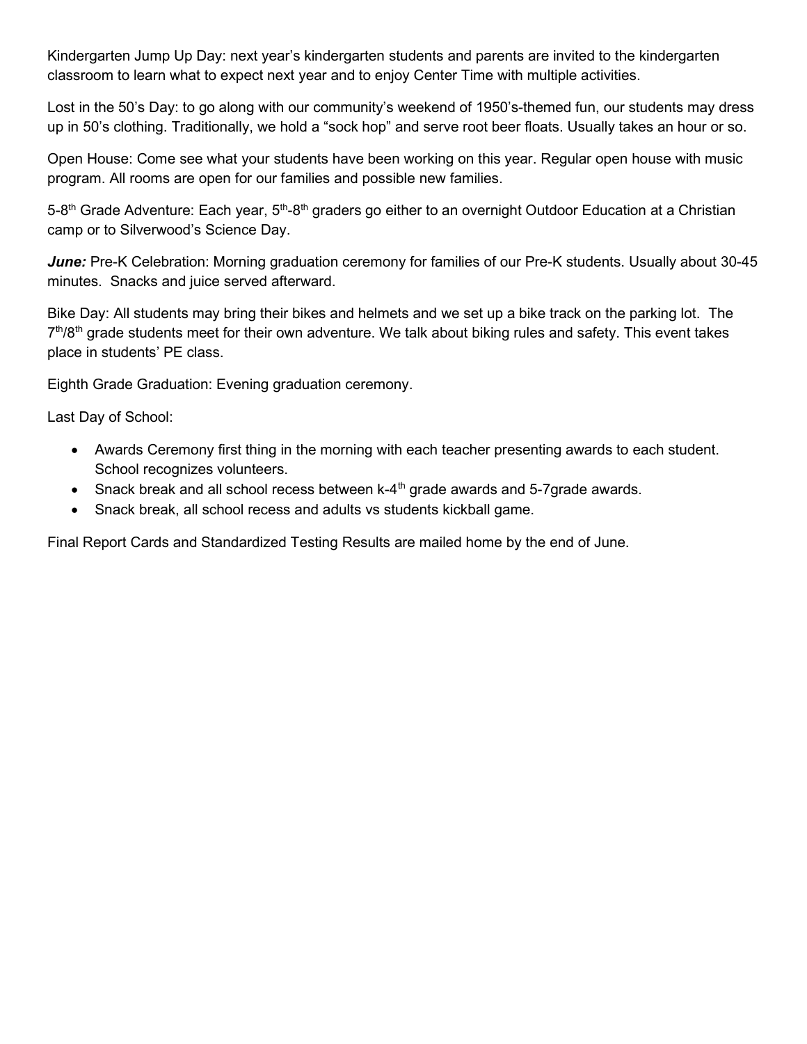Kindergarten Jump Up Day: next year's kindergarten students and parents are invited to the kindergarten classroom to learn what to expect next year and to enjoy Center Time with multiple activities.

Lost in the 50's Day: to go along with our community's weekend of 1950's-themed fun, our students may dress up in 50's clothing. Traditionally, we hold a "sock hop" and serve root beer floats. Usually takes an hour or so.

Open House: Come see what your students have been working on this year. Regular open house with music program. All rooms are open for our families and possible new families.

5-8th Grade Adventure: Each year, 5th-8th graders go either to an overnight Outdoor Education at a Christian camp or to Silverwood's Science Day.

***June:*** Pre-K Celebration: Morning graduation ceremony for families of our Pre-K students. Usually about 30-45 minutes. Snacks and juice served afterward.

Bike Day: All students may bring their bikes and helmets and we set up a bike track on the parking lot. The 7th/8th grade students meet for their own adventure. We talk about biking rules and safety. This event takes place in students' PE class.

Eighth Grade Graduation: Evening graduation ceremony.

Last Day of School:

- Awards Ceremony first thing in the morning with each teacher presenting awards to each student. School recognizes volunteers.
- Snack break and all school recess between k-4th grade awards and 5-7grade awards.
- Snack break, all school recess and adults vs students kickball game.

Final Report Cards and Standardized Testing Results are mailed home by the end of June.